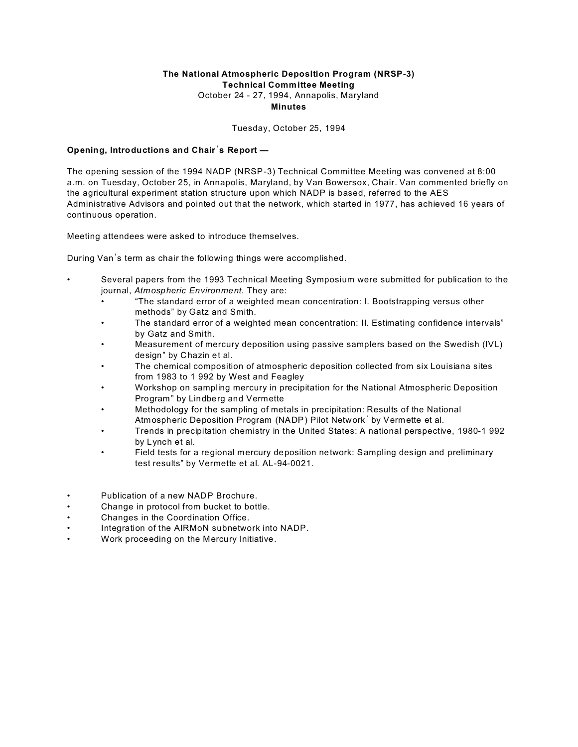**The National Atmospheric Deposition Program (NRSP-3)**
**Technical Committee Meeting**
October 24 - 27, 1994, Annapolis, Maryland
**Minutes**

Tuesday, October 25, 1994

**Opening, Introductions and Chair's Report —**

The opening session of the 1994 NADP (NRSP-3) Technical Committee Meeting was convened at 8:00 a.m. on Tuesday, October 25, in Annapolis, Maryland, by Van Bowersox, Chair. Van commented briefly on the agricultural experiment station structure upon which NADP is based, referred to the AES Administrative Advisors and pointed out that the network, which started in 1977, has achieved 16 years of continuous operation.

Meeting attendees were asked to introduce themselves.

During Van's term as chair the following things were accomplished.

- Several papers from the 1993 Technical Meeting Symposium were submitted for publication to the journal, *Atmospheric Environment.* They are:
  - "The standard error of a weighted mean concentration: I. Bootstrapping versus other methods" by Gatz and Smith.
  - The standard error of a weighted mean concentration: II. Estimating confidence intervals" by Gatz and Smith.
  - Measurement of mercury deposition using passive samplers based on the Swedish (IVL) design" by Chazin et al.
  - The chemical composition of atmospheric deposition collected from six Louisiana sites from 1983 to 1 992 by West and Feagley
  - Workshop on sampling mercury in precipitation for the National Atmospheric Deposition Program" by Lindberg and Vermette
  - Methodology for the sampling of metals in precipitation: Results of the National Atmospheric Deposition Program (NADP) Pilot Network' by Vermette et al.
  - Trends in precipitation chemistry in the United States: A national perspective, 1980-1 992 by Lynch et al.
  - Field tests for a regional mercury deposition network: Sampling design and preliminary test results" by Vermette et al. AL-94-0021.

- Publication of a new NADP Brochure.
- Change in protocol from bucket to bottle.
- Changes in the Coordination Office.
- Integration of the AIRMoN subnetwork into NADP.
- Work proceeding on the Mercury Initiative.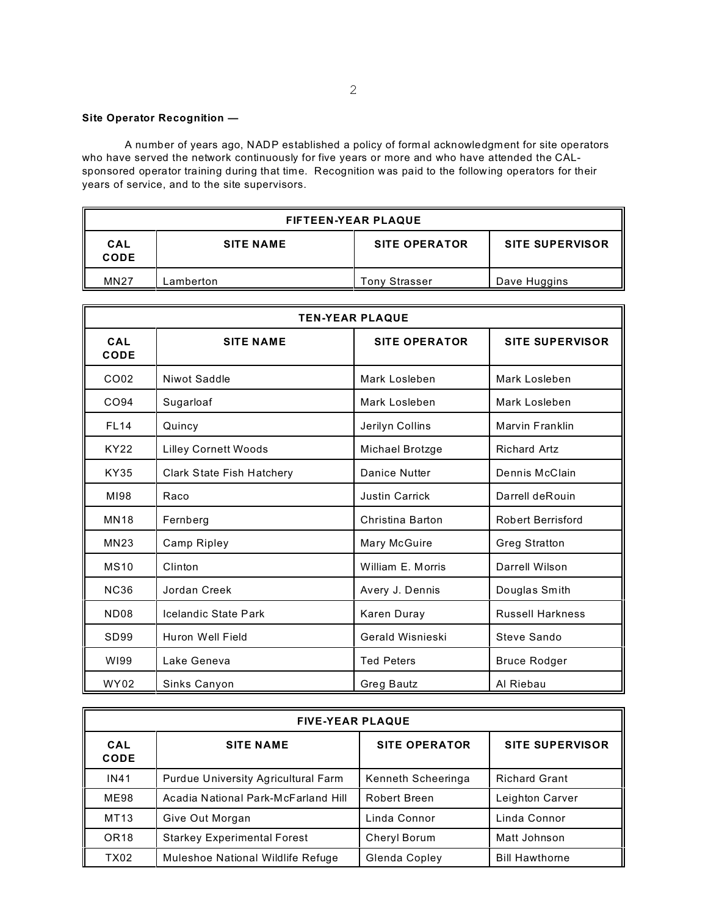**Site Operator Recognition —**

A number of years ago, NADP established a policy of formal acknowledgment for site operators who have served the network continuously for five years or more and who have attended the CAL-sponsored operator training during that time. Recognition was paid to the following operators for their years of service, and to the site supervisors.

| FIFTEEN-YEAR PLAQUE | | | |
|---|---|---|---|
| **CAL CODE** | **SITE NAME** | **SITE OPERATOR** | **SITE SUPERVISOR** |
| MN27 | Lamberton | Tony Strasser | Dave Huggins |

| TEN-YEAR PLAQUE | | | |
|---|---|---|---|
| **CAL CODE** | **SITE NAME** | **SITE OPERATOR** | **SITE SUPERVISOR** |
| CO02 | Niwot Saddle | Mark Losleben | Mark Losleben |
| CO94 | Sugarloaf | Mark Losleben | Mark Losleben |
| FL14 | Quincy | Jerilyn Collins | Marvin Franklin |
| KY22 | Lilley Cornett Woods | Michael Brotzge | Richard Artz |
| KY35 | Clark State Fish Hatchery | Danice Nutter | Dennis McClain |
| MI98 | Raco | Justin Carrick | Darrell deRouin |
| MN18 | Fernberg | Christina Barton | Robert Berrisford |
| MN23 | Camp Ripley | Mary McGuire | Greg Stratton |
| MS10 | Clinton | William E. Morris | Darrell Wilson |
| NC36 | Jordan Creek | Avery J. Dennis | Douglas Smith |
| ND08 | Icelandic State Park | Karen Duray | Russell Harkness |
| SD99 | Huron Well Field | Gerald Wisnieski | Steve Sando |
| WI99 | Lake Geneva | Ted Peters | Bruce Rodger |
| WY02 | Sinks Canyon | Greg Bautz | Al Riebau |

| FIVE-YEAR PLAQUE | | | |
|---|---|---|---|
| **CAL CODE** | **SITE NAME** | **SITE OPERATOR** | **SITE SUPERVISOR** |
| IN41 | Purdue University Agricultural Farm | Kenneth Scheeringa | Richard Grant |
| ME98 | Acadia National Park-McFarland Hill | Robert Breen | Leighton Carver |
| MT13 | Give Out Morgan | Linda Connor | Linda Connor |
| OR18 | Starkey Experimental Forest | Cheryl Borum | Matt Johnson |
| TX02 | Muleshoe National Wildlife Refuge | Glenda Copley | Bill Hawthorne |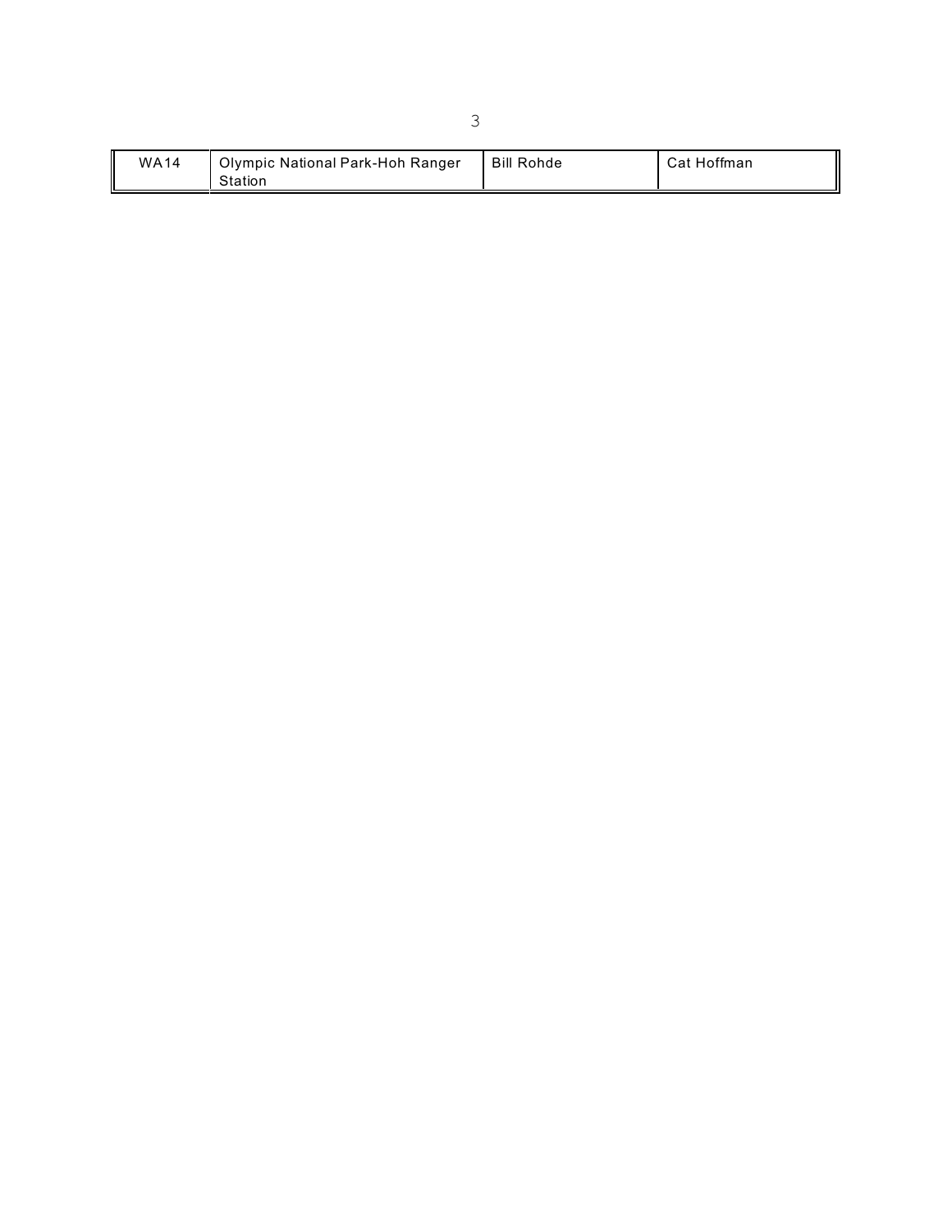| WA14 | Olympic National Park-Hoh Ranger Station | Bill Rohde | Cat Hoffman |
|---|---|---|---|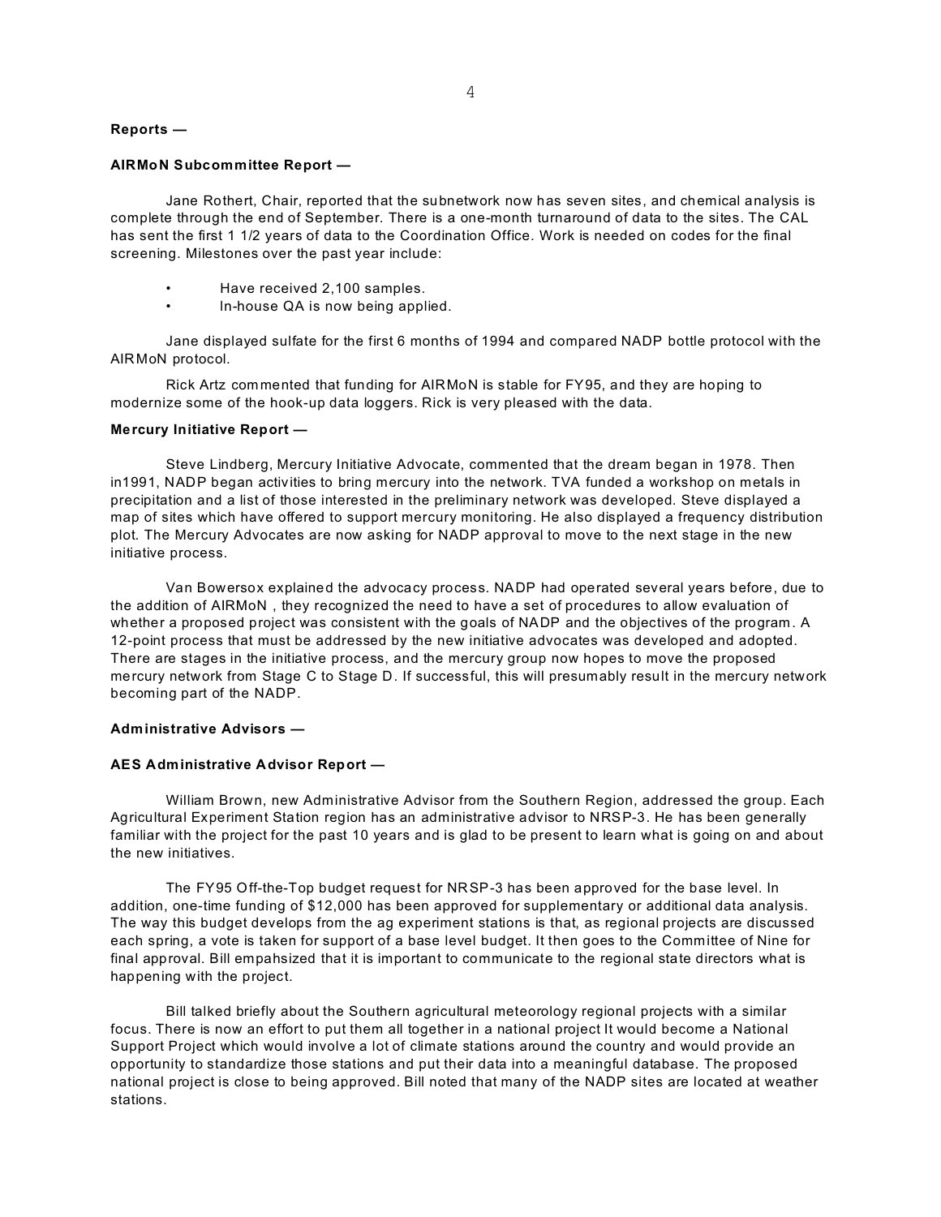**Reports —**

**AIRMoN Subcommittee Report —**

Jane Rothert, Chair, reported that the subnetwork now has seven sites, and chemical analysis is complete through the end of September. There is a one-month turnaround of data to the sites. The CAL has sent the first 1 1/2 years of data to the Coordination Office. Work is needed on codes for the final screening. Milestones over the past year include:

- Have received 2,100 samples.
- In-house QA is now being applied.

Jane displayed sulfate for the first 6 months of 1994 and compared NADP bottle protocol with the AIRMoN protocol.

Rick Artz commented that funding for AIRMoN is stable for FY95, and they are hoping to modernize some of the hook-up data loggers. Rick is very pleased with the data.

**Mercury Initiative Report —**

Steve Lindberg, Mercury Initiative Advocate, commented that the dream began in 1978. Then in1991, NADP began activities to bring mercury into the network. TVA funded a workshop on metals in precipitation and a list of those interested in the preliminary network was developed. Steve displayed a map of sites which have offered to support mercury monitoring. He also displayed a frequency distribution plot. The Mercury Advocates are now asking for NADP approval to move to the next stage in the new initiative process.

Van Bowersox explained the advocacy process. NADP had operated several years before, due to the addition of AIRMoN , they recognized the need to have a set of procedures to allow evaluation of whether a proposed project was consistent with the goals of NADP and the objectives of the program. A 12-point process that must be addressed by the new initiative advocates was developed and adopted. There are stages in the initiative process, and the mercury group now hopes to move the proposed mercury network from Stage C to Stage D. If successful, this will presumably result in the mercury network becoming part of the NADP.

**Administrative Advisors —**

**AES Administrative Advisor Report —**

William Brown, new Administrative Advisor from the Southern Region, addressed the group. Each Agricultural Experiment Station region has an administrative advisor to NRSP-3. He has been generally familiar with the project for the past 10 years and is glad to be present to learn what is going on and about the new initiatives.

The FY95 Off-the-Top budget request for NRSP-3 has been approved for the base level. In addition, one-time funding of $12,000 has been approved for supplementary or additional data analysis. The way this budget develops from the ag experiment stations is that, as regional projects are discussed each spring, a vote is taken for support of a base level budget. It then goes to the Committee of Nine for final approval. Bill empahsized that it is important to communicate to the regional state directors what is happening with the project.

Bill talked briefly about the Southern agricultural meteorology regional projects with a similar focus. There is now an effort to put them all together in a national project It would become a National Support Project which would involve a lot of climate stations around the country and would provide an opportunity to standardize those stations and put their data into a meaningful database. The proposed national project is close to being approved. Bill noted that many of the NADP sites are located at weather stations.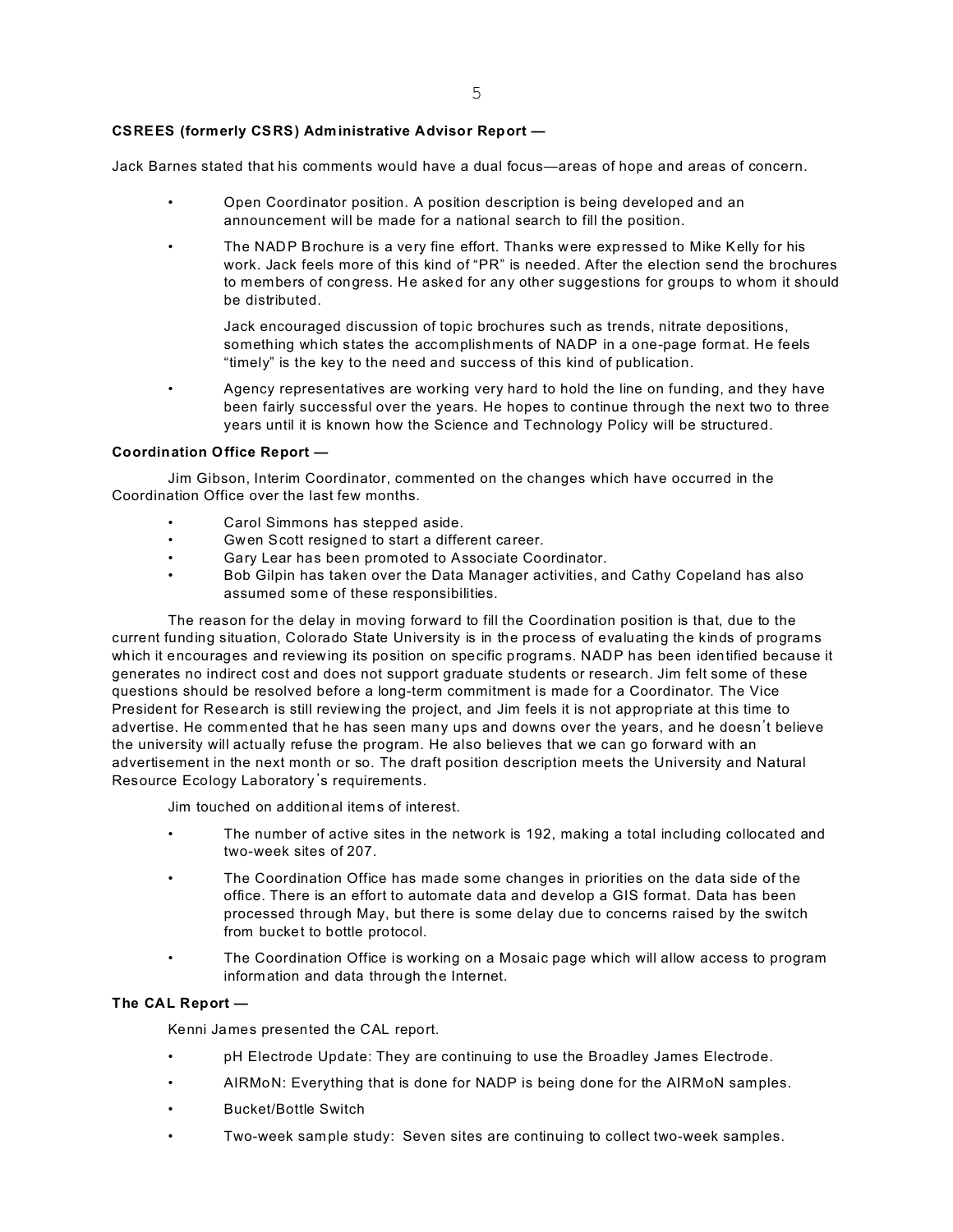**CSREES (formerly CSRS) Administrative Advisor Report —**

Jack Barnes stated that his comments would have a dual focus—areas of hope and areas of concern.

- Open Coordinator position. A position description is being developed and an announcement will be made for a national search to fill the position.
- The NADP Brochure is a very fine effort. Thanks were expressed to Mike Kelly for his work. Jack feels more of this kind of "PR" is needed. After the election send the brochures to members of congress. He asked for any other suggestions for groups to whom it should be distributed.

  Jack encouraged discussion of topic brochures such as trends, nitrate depositions, something which states the accomplishments of NADP in a one-page format. He feels "timely" is the key to the need and success of this kind of publication.
- Agency representatives are working very hard to hold the line on funding, and they have been fairly successful over the years. He hopes to continue through the next two to three years until it is known how the Science and Technology Policy will be structured.

**Coordination Office Report —**

Jim Gibson, Interim Coordinator, commented on the changes which have occurred in the Coordination Office over the last few months.

- Carol Simmons has stepped aside.
- Gwen Scott resigned to start a different career.
- Gary Lear has been promoted to Associate Coordinator.
- Bob Gilpin has taken over the Data Manager activities, and Cathy Copeland has also assumed some of these responsibilities.

The reason for the delay in moving forward to fill the Coordination position is that, due to the current funding situation, Colorado State University is in the process of evaluating the kinds of programs which it encourages and reviewing its position on specific programs. NADP has been identified because it generates no indirect cost and does not support graduate students or research. Jim felt some of these questions should be resolved before a long-term commitment is made for a Coordinator. The Vice President for Research is still reviewing the project, and Jim feels it is not appropriate at this time to advertise. He commented that he has seen many ups and downs over the years, and he doesn't believe the university will actually refuse the program. He also believes that we can go forward with an advertisement in the next month or so. The draft position description meets the University and Natural Resource Ecology Laboratory's requirements.

Jim touched on additional items of interest.

- The number of active sites in the network is 192, making a total including collocated and two-week sites of 207.
- The Coordination Office has made some changes in priorities on the data side of the office. There is an effort to automate data and develop a GIS format. Data has been processed through May, but there is some delay due to concerns raised by the switch from bucket to bottle protocol.
- The Coordination Office is working on a Mosaic page which will allow access to program information and data through the Internet.

**The CAL Report —**

Kenni James presented the CAL report.

- pH Electrode Update: They are continuing to use the Broadley James Electrode.
- AIRMoN: Everything that is done for NADP is being done for the AIRMoN samples.
- Bucket/Bottle Switch
- Two-week sample study: Seven sites are continuing to collect two-week samples.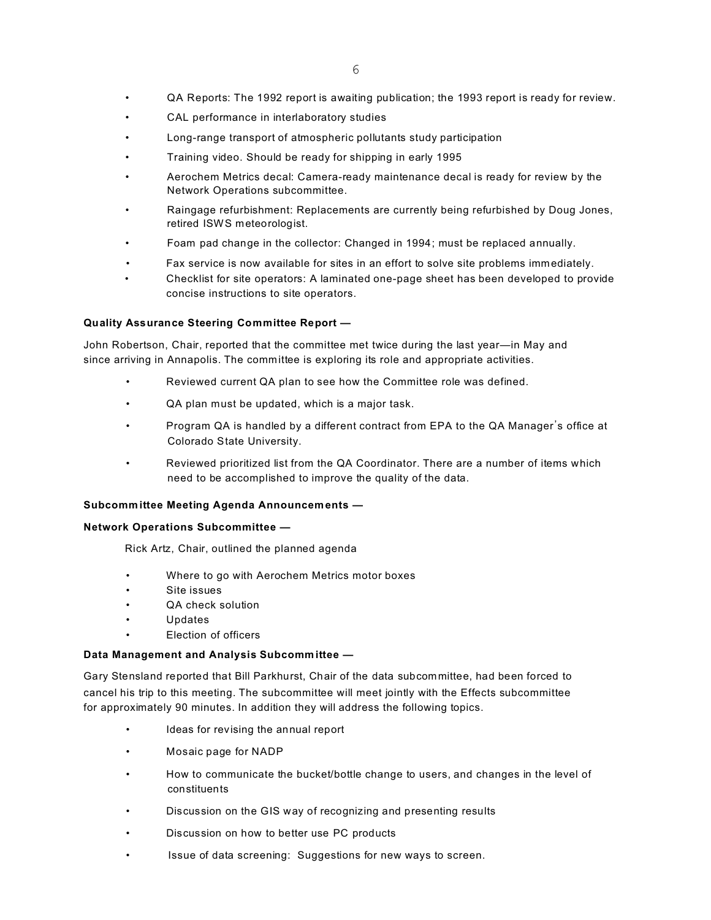- QA Reports: The 1992 report is awaiting publication; the 1993 report is ready for review.
- CAL performance in interlaboratory studies
- Long-range transport of atmospheric pollutants study participation
- Training video. Should be ready for shipping in early 1995
- Aerochem Metrics decal: Camera-ready maintenance decal is ready for review by the Network Operations subcommittee.
- Raingage refurbishment: Replacements are currently being refurbished by Doug Jones, retired ISWS meteorologist.
- Foam pad change in the collector: Changed in 1994; must be replaced annually.
- Fax service is now available for sites in an effort to solve site problems immediately.
- Checklist for site operators: A laminated one-page sheet has been developed to provide concise instructions to site operators.

**Quality Assurance Steering Committee Report —**

John Robertson, Chair, reported that the committee met twice during the last year—in May and since arriving in Annapolis. The committee is exploring its role and appropriate activities.

- Reviewed current QA plan to see how the Committee role was defined.
- QA plan must be updated, which is a major task.
- Program QA is handled by a different contract from EPA to the QA Manager's office at Colorado State University.
- Reviewed prioritized list from the QA Coordinator. There are a number of items which need to be accomplished to improve the quality of the data.

**Subcommittee Meeting Agenda Announcements —**

**Network Operations Subcommittee —**

Rick Artz, Chair, outlined the planned agenda

- Where to go with Aerochem Metrics motor boxes
- Site issues
- QA check solution
- Updates
- Election of officers

**Data Management and Analysis Subcommittee —**

Gary Stensland reported that Bill Parkhurst, Chair of the data subcommittee, had been forced to cancel his trip to this meeting. The subcommittee will meet jointly with the Effects subcommittee for approximately 90 minutes. In addition they will address the following topics.

- Ideas for revising the annual report
- Mosaic page for NADP
- How to communicate the bucket/bottle change to users, and changes in the level of constituents
- Discussion on the GIS way of recognizing and presenting results
- Discussion on how to better use PC products
- Issue of data screening: Suggestions for new ways to screen.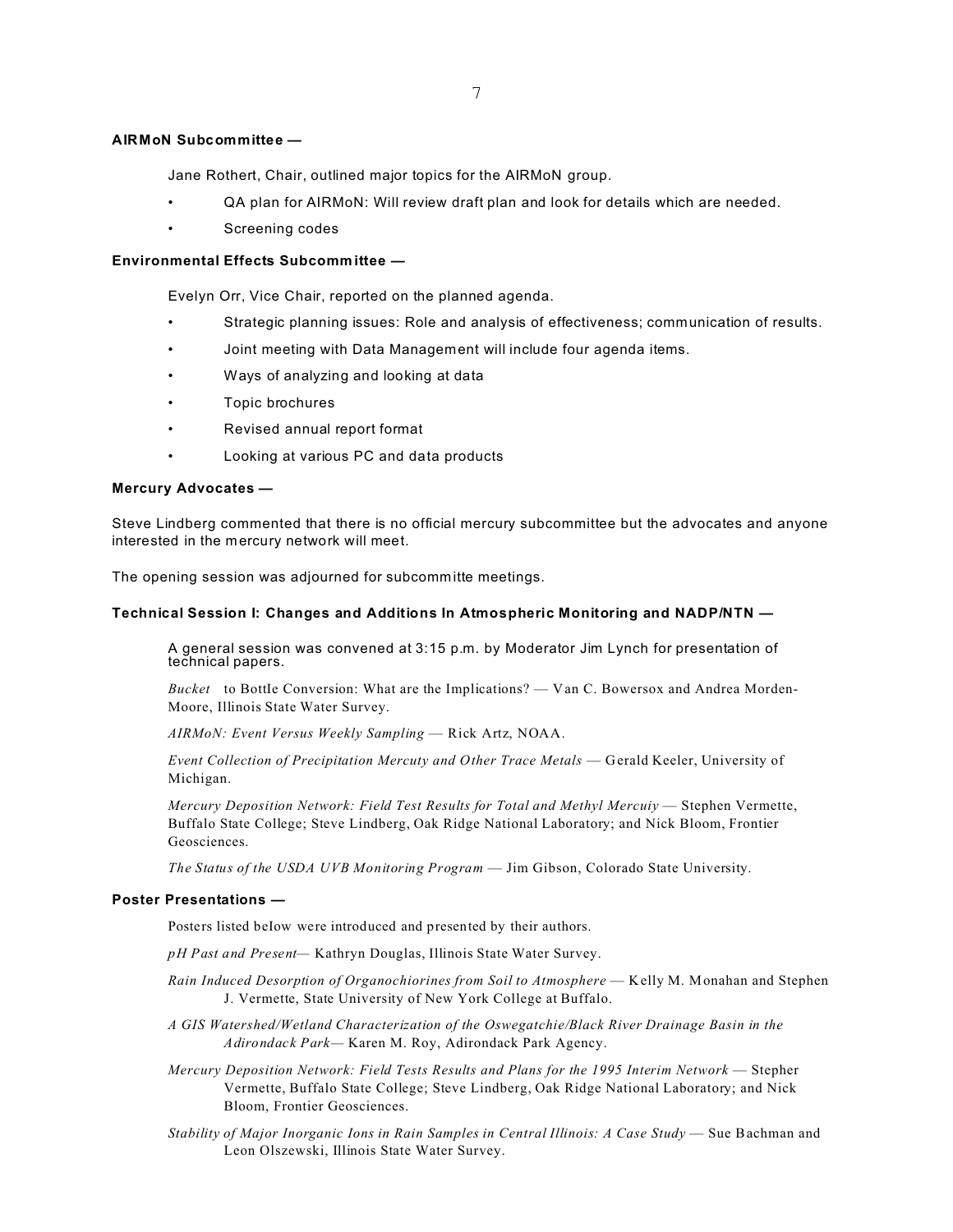**AIRMoN Subcommittee —**

Jane Rothert, Chair, outlined major topics for the AIRMoN group.

- QA plan for AIRMoN: Will review draft plan and look for details which are needed.
- Screening codes

**Environmental Effects Subcommittee —**

Evelyn Orr, Vice Chair, reported on the planned agenda.

- Strategic planning issues: Role and analysis of effectiveness; communication of results.
- Joint meeting with Data Management will include four agenda items.
- Ways of analyzing and looking at data
- Topic brochures
- Revised annual report format
- Looking at various PC and data products

**Mercury Advocates —**

Steve Lindberg commented that there is no official mercury subcommittee but the advocates and anyone interested in the mercury network will meet.

The opening session was adjourned for subcommitte meetings.

**Technical Session I: Changes and Additions In Atmospheric Monitoring and NADP/NTN —**

A general session was convened at 3:15 p.m. by Moderator Jim Lynch for presentation of technical papers.

*Bucket* to BottIe Conversion: What are the Implications? — Van C. Bowersox and Andrea Morden-Moore, Illinois State Water Survey.

*AIRMoN: Event Versus Weekly Sampling* — Rick Artz, NOAA.

*Event Collection of Precipitation Mercuty and Other Trace Metals* — Gerald Keeler, University of Michigan.

*Mercury Deposition Network: Field Test Results for Total and Methyl Mercuiy* — Stephen Vermette, Buffalo State College; Steve Lindberg, Oak Ridge National Laboratory; and Nick Bloom, Frontier Geosciences.

*The Status of the USDA UVB Monitoring Program* — Jim Gibson, Colorado State University.

**Poster Presentations —**

Posters listed beIow were introduced and presented by their authors.

*pH Past and Present*— Kathryn Douglas, Illinois State Water Survey.

*Rain Induced Desorption of Organochiorines from Soil to Atmosphere* — Kelly M. Monahan and Stephen J. Vermette, State University of New York College at Buffalo.

*A GIS Watershed/Wetland Characterization of the Oswegatchie/Black River Drainage Basin in the Adirondack Park*— Karen M. Roy, Adirondack Park Agency.

*Mercury Deposition Network: Field Tests Results and Plans for the 1995 Interim Network* — Stepher Vermette, Buffalo State College; Steve Lindberg, Oak Ridge National Laboratory; and Nick Bloom, Frontier Geosciences.

*Stability of Major Inorganic Ions in Rain Samples in Central Illinois: A Case Study* — Sue Bachman and Leon Olszewski, Illinois State Water Survey.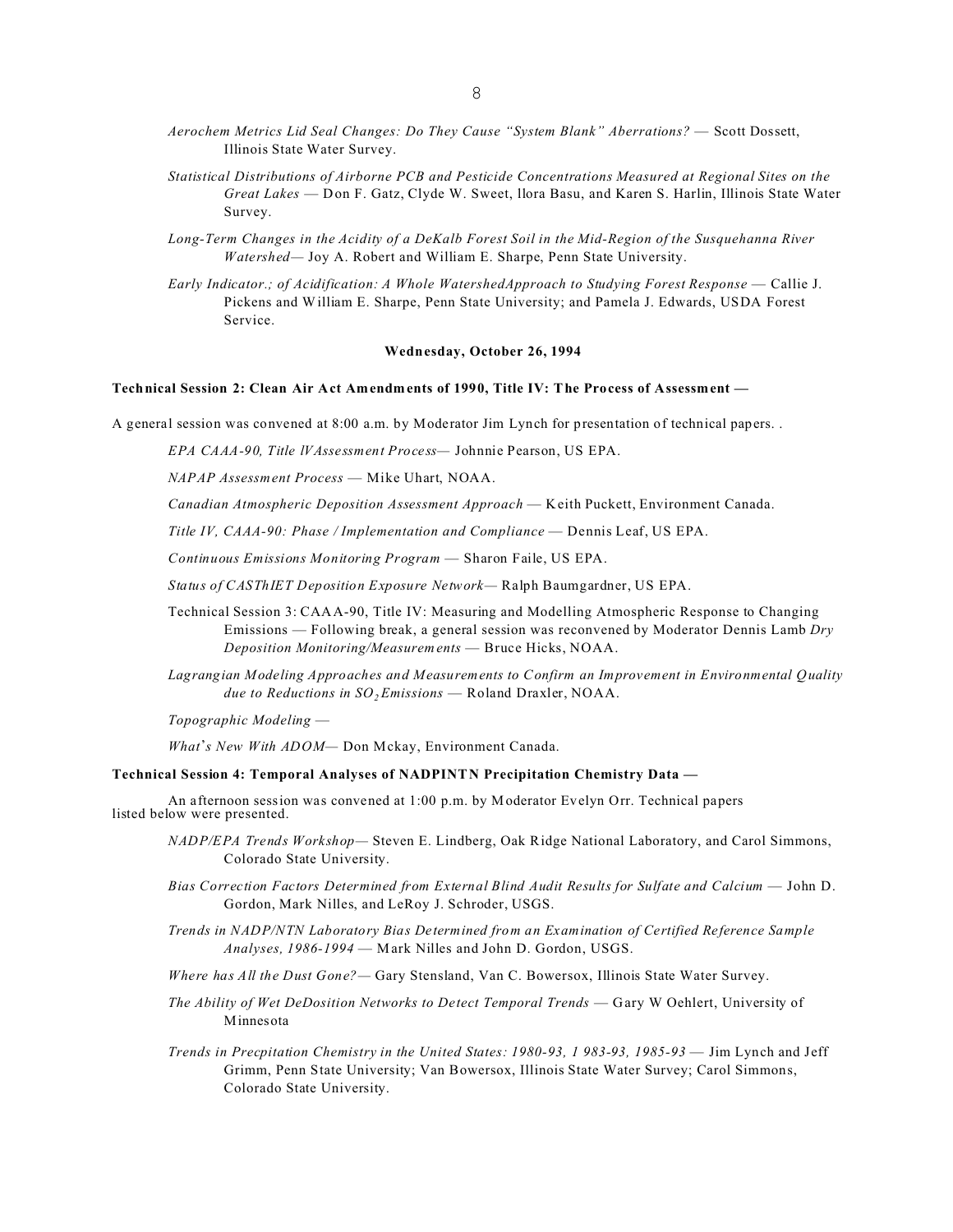*Aerochem Metrics Lid Seal Changes: Do They Cause "System Blank" Aberrations?* — Scott Dossett, Illinois State Water Survey.

*Statistical Distributions of Airborne PCB and Pesticide Concentrations Measured at Regional Sites on the Great Lakes* — Don F. Gatz, Clyde W. Sweet, llora Basu, and Karen S. Harlin, Illinois State Water Survey.

*Long-Term Changes in the Acidity of a DeKalb Forest Soil in the Mid-Region of the Susquehanna River Watershed*— Joy A. Robert and William E. Sharpe, Penn State University.

*Early Indicator.; of Acidification: A Whole WatershedApproach to Studying Forest Response* — Callie J. Pickens and William E. Sharpe, Penn State University; and Pamela J. Edwards, USDA Forest Service.

**Wednesday, October 26, 1994**

**Technical Session 2: Clean Air Act Amendments of 1990, Title IV: The Process of Assessment —**

A general session was convened at 8:00 a.m. by Moderator Jim Lynch for presentation of technical papers. .

*EPA CAAA-90, Title lVAssessment Process*— Johnnie Pearson, US EPA.

*NAPAP Assessment Process* — Mike Uhart, NOAA.

*Canadian Atmospheric Deposition Assessment Approach* — Keith Puckett, Environment Canada.

*Title IV, CAAA-90: Phase / Implementation and Compliance* — Dennis Leaf, US EPA.

*Continuous Emissions Monitoring Program* — Sharon Faile, US EPA.

*Status of CASThIET Deposition Exposure Network*— Ralph Baumgardner, US EPA.

Technical Session 3: CAAA-90, Title IV: Measuring and Modelling Atmospheric Response to Changing Emissions — Following break, a general session was reconvened by Moderator Dennis Lamb *Dry Deposition Monitoring/Measurements* — Bruce Hicks, NOAA.

*Lagrangian Modeling Approaches and Measurements to Confirm an Improvement in Environmental Quality due to Reductions in $SO_2$ Emissions* — Roland Draxler, NOAA.

*Topographic Modeling* —

*What's New With ADOM*— Don Mckay, Environment Canada.

**Technical Session 4: Temporal Analyses of NADPINTN Precipitation Chemistry Data —**

An afternoon session was convened at 1:00 p.m. by Moderator Evelyn Orr. Technical papers listed below were presented.

*NADP/EPA Trends Workshop*— Steven E. Lindberg, Oak Ridge National Laboratory, and Carol Simmons, Colorado State University.

*Bias Correction Factors Determined from External Blind Audit Results for Sulfate and Calcium* — John D. Gordon, Mark Nilles, and LeRoy J. Schroder, USGS.

*Trends in NADP/NTN Laboratory Bias Determined from an Examination of Certified Reference Sample Analyses, 1986-1994* — Mark Nilles and John D. Gordon, USGS.

*Where has All the Dust Gone?*— Gary Stensland, Van C. Bowersox, Illinois State Water Survey.

*The Ability of Wet DeDosition Networks to Detect Temporal Trends* — Gary W Oehlert, University of Minnesota

*Trends in Precpitation Chemistry in the United States: 1980-93, 1 983-93, 1985-93* — Jim Lynch and Jeff Grimm, Penn State University; Van Bowersox, Illinois State Water Survey; Carol Simmons, Colorado State University.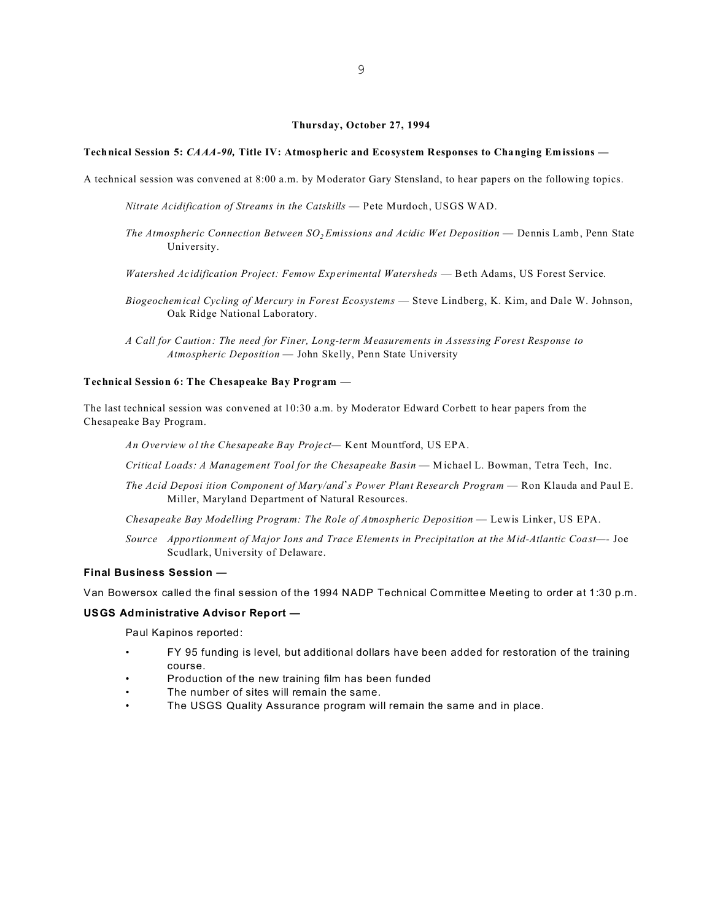**Thursday, October 27, 1994**

**Technical Session 5: *CAAA-90,* Title IV: Atmospheric and Ecosystem Responses to Changing Emissions —**

A technical session was convened at 8:00 a.m. by Moderator Gary Stensland, to hear papers on the following topics.

*Nitrate Acidification of Streams in the Catskills* — Pete Murdoch, USGS WAD.

*The Atmospheric Connection Between $SO_2$ Emissions and Acidic Wet Deposition* — Dennis Lamb, Penn State University.

*Watershed Acidification Project: Femow Experimental Watersheds* — Beth Adams, US Forest Service.

*Biogeochemical Cycling of Mercury in Forest Ecosystems* — Steve Lindberg, K. Kim, and Dale W. Johnson, Oak Ridge National Laboratory.

*A Call for Caution: The need for Finer, Long-term Measurements in Assessing Forest Response to Atmospheric Deposition* — John Skelly, Penn State University

**Technical Session 6: The Chesapeake Bay Program —**

The last technical session was convened at 10:30 a.m. by Moderator Edward Corbett to hear papers from the Chesapeake Bay Program.

*An Overview ol the Chesapeake Bay Project*— Kent Mountford, US EPA.

*Critical Loads: A Management Tool for the Chesapeake Basin* — Michael L. Bowman, Tetra Tech, Inc.

*The Acid Deposi ition Component of Mary/and's Power Plant Research Program* — Ron Klauda and Paul E. Miller, Maryland Department of Natural Resources.

*Chesapeake Bay Modelling Program: The Role of Atmospheric Deposition* — Lewis Linker, US EPA.

*Source Apportionment of Major Ions and Trace Elements in Precipitation at the Mid-Atlantic Coast*—- Joe Scudlark, University of Delaware.

**Final Business Session —**

Van Bowersox called the final session of the 1994 NADP Technical Committee Meeting to order at 1:30 p.m.

**USGS Administrative Advisor Report —**

Paul Kapinos reported:

- FY 95 funding is level, but additional dollars have been added for restoration of the training course.
- Production of the new training film has been funded
- The number of sites will remain the same.
- The USGS Quality Assurance program will remain the same and in place.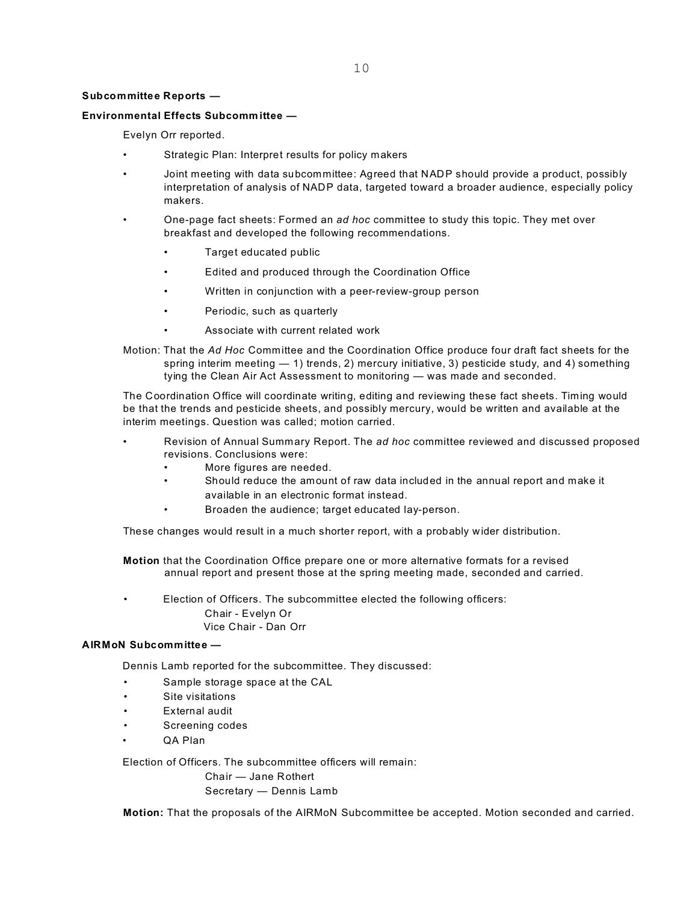**Subcommittee Reports —**

**Environmental Effects Subcommittee —**

Evelyn Orr reported.

- Strategic Plan: Interpret results for policy makers
- Joint meeting with data subcommittee: Agreed that NADP should provide a product, possibly interpretation of analysis of NADP data, targeted toward a broader audience, especially policy makers.
- One-page fact sheets: Formed an *ad hoc* committee to study this topic. They met over breakfast and developed the following recommendations.
    - Target educated public
    - Edited and produced through the Coordination Office
    - Written in conjunction with a peer-review-group person
    - Periodic, such as quarterly
    - Associate with current related work

Motion: That the *Ad Hoc* Committee and the Coordination Office produce four draft fact sheets for the spring interim meeting — 1) trends, 2) mercury initiative, 3) pesticide study, and 4) something tying the Clean Air Act Assessment to monitoring — was made and seconded.

The Coordination Office will coordinate writing, editing and reviewing these fact sheets. Timing would be that the trends and pesticide sheets, and possibly mercury, would be written and available at the interim meetings. Question was called; motion carried.

- Revision of Annual Summary Report. The *ad hoc* committee reviewed and discussed proposed revisions. Conclusions were:
    - More figures are needed.
    - Should reduce the amount of raw data included in the annual report and make it available in an electronic format instead.
    - Broaden the audience; target educated lay-person.

These changes would result in a much shorter report, with a probably wider distribution.

**Motion** that the Coordination Office prepare one or more alternative formats for a revised annual report and present those at the spring meeting made, seconded and carried.

- Election of Officers. The subcommittee elected the following officers:

  Chair - Evelyn Or
  Vice Chair - Dan Orr

**AIRMoN Subcommittee —**

Dennis Lamb reported for the subcommittee. They discussed:

- Sample storage space at the CAL
- Site visitations
- External audit
- Screening codes
- QA Plan

Election of Officers. The subcommittee officers will remain:

Chair — Jane Rothert
Secretary — Dennis Lamb

**Motion:** That the proposals of the AIRMoN Subcommittee be accepted. Motion seconded and carried.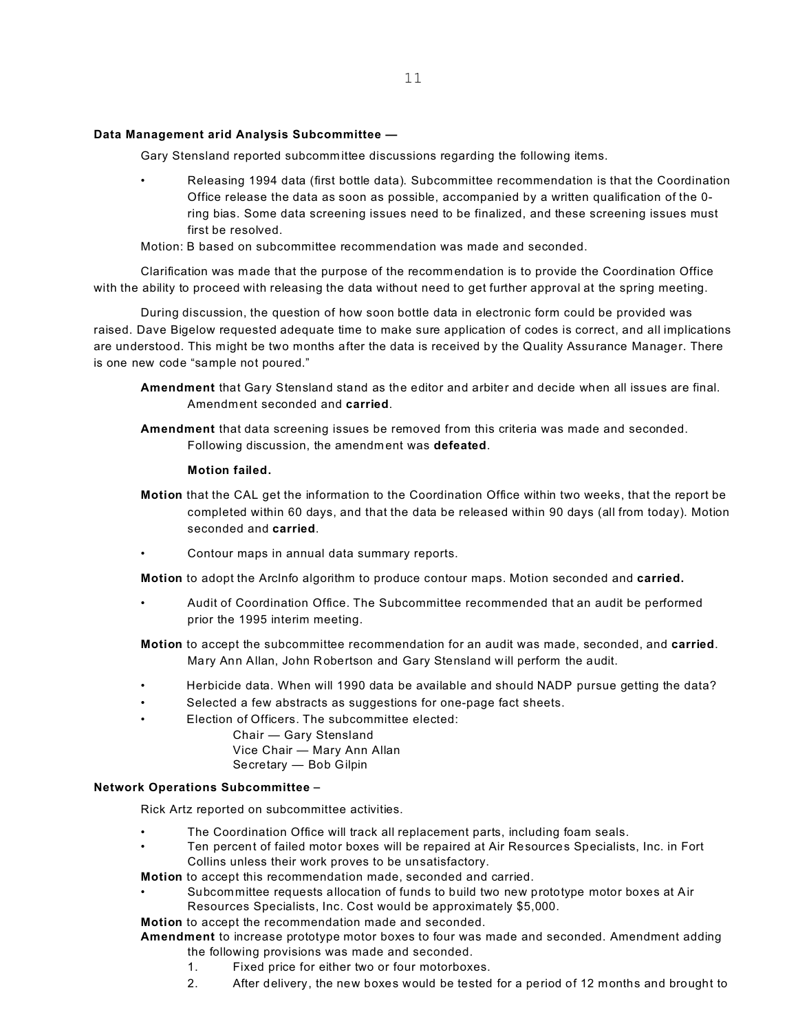**Data Management arid Analysis Subcommittee —**

Gary Stensland reported subcommittee discussions regarding the following items.

- Releasing 1994 data (first bottle data). Subcommittee recommendation is that the Coordination Office release the data as soon as possible, accompanied by a written qualification of the 0-ring bias. Some data screening issues need to be finalized, and these screening issues must first be resolved.

Motion: B based on subcommittee recommendation was made and seconded.

Clarification was made that the purpose of the recommendation is to provide the Coordination Office with the ability to proceed with releasing the data without need to get further approval at the spring meeting.

During discussion, the question of how soon bottle data in electronic form could be provided was raised. Dave Bigelow requested adequate time to make sure application of codes is correct, and all implications are understood. This might be two months after the data is received by the Quality Assurance Manager. There is one new code "sample not poured."

**Amendment** that Gary Stensland stand as the editor and arbiter and decide when all issues are final. Amendment seconded and **carried**.

**Amendment** that data screening issues be removed from this criteria was made and seconded. Following discussion, the amendment was **defeated**.

**Motion failed.**

**Motion** that the CAL get the information to the Coordination Office within two weeks, that the report be completed within 60 days, and that the data be released within 90 days (all from today). Motion seconded and **carried**.

- Contour maps in annual data summary reports.

**Motion** to adopt the ArcInfo algorithm to produce contour maps. Motion seconded and **carried.**

- Audit of Coordination Office. The Subcommittee recommended that an audit be performed prior the 1995 interim meeting.

**Motion** to accept the subcommittee recommendation for an audit was made, seconded, and **carried**. Mary Ann Allan, John Robertson and Gary Stensland will perform the audit.

- Herbicide data. When will 1990 data be available and should NADP pursue getting the data?
- Selected a few abstracts as suggestions for one-page fact sheets.
- Election of Officers. The subcommittee elected:
  - Chair — Gary Stensland
  - Vice Chair — Mary Ann Allan
  - Secretary — Bob Gilpin

**Network Operations Subcommittee –**

Rick Artz reported on subcommittee activities.

- The Coordination Office will track all replacement parts, including foam seals.
- Ten percent of failed motor boxes will be repaired at Air Resources Specialists, Inc. in Fort Collins unless their work proves to be unsatisfactory.

**Motion** to accept this recommendation made, seconded and carried.

- Subcommittee requests allocation of funds to build two new prototype motor boxes at Air Resources Specialists, Inc. Cost would be approximately $5,000.

**Motion** to accept the recommendation made and seconded.

**Amendment** to increase prototype motor boxes to four was made and seconded. Amendment adding the following provisions was made and seconded.

1. Fixed price for either two or four motorboxes.
2. After delivery, the new boxes would be tested for a period of 12 months and brought to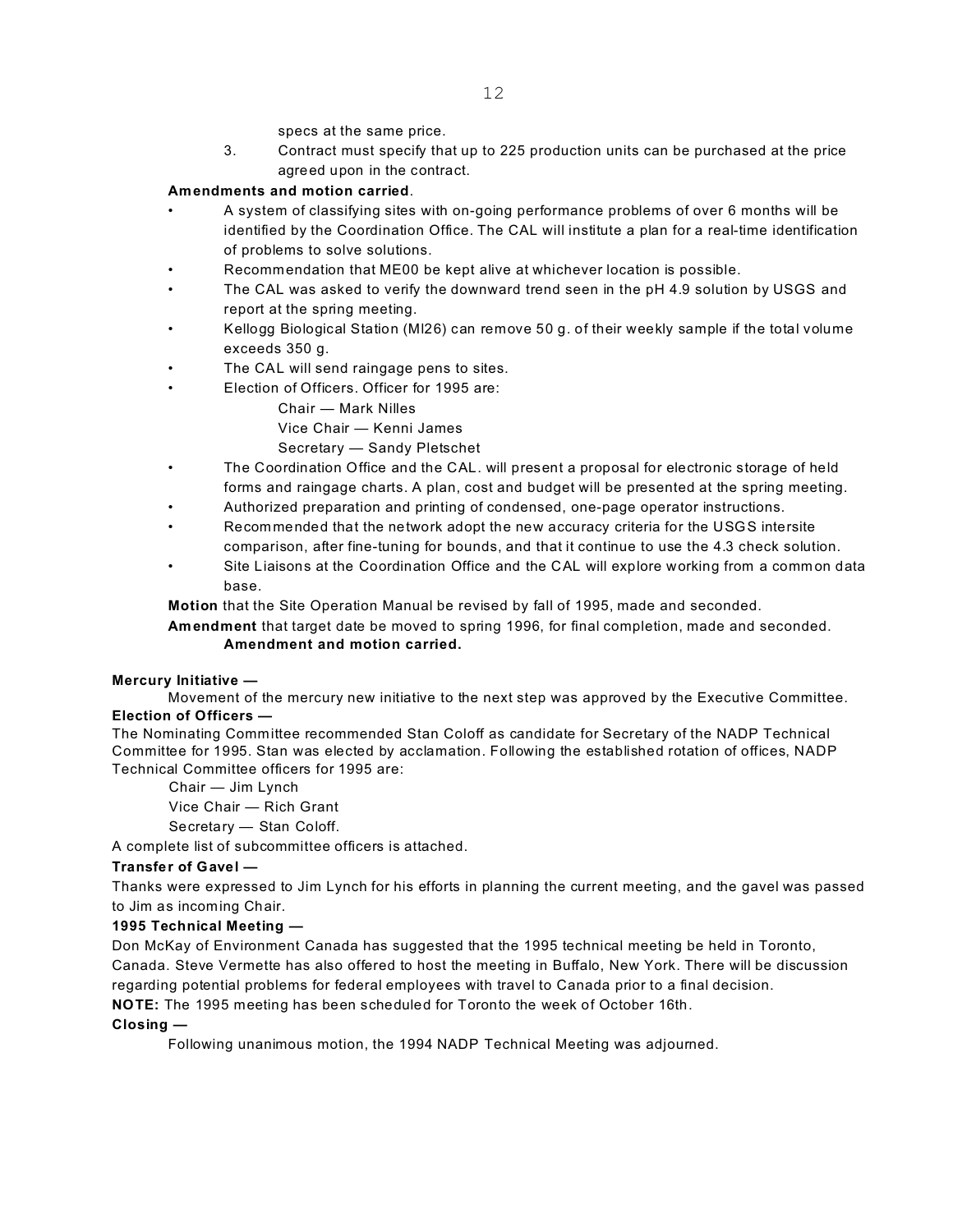specs at the same price.

3. Contract must specify that up to 225 production units can be purchased at the price agreed upon in the contract.

**Amendments and motion carried**.

- A system of classifying sites with on-going performance problems of over 6 months will be identified by the Coordination Office. The CAL will institute a plan for a real-time identification of problems to solve solutions.
- Recommendation that ME00 be kept alive at whichever location is possible.
- The CAL was asked to verify the downward trend seen in the pH 4.9 solution by USGS and report at the spring meeting.
- Kellogg Biological Station (MI26) can remove 50 g. of their weekly sample if the total volume exceeds 350 g.
- The CAL will send raingage pens to sites.
- Election of Officers. Officer for 1995 are:

  Chair — Mark Nilles
  Vice Chair — Kenni James
  Secretary — Sandy Pletschet
- The Coordination Office and the CAL. will present a proposal for electronic storage of held forms and raingage charts. A plan, cost and budget will be presented at the spring meeting.
- Authorized preparation and printing of condensed, one-page operator instructions.
- Recommended that the network adopt the new accuracy criteria for the USGS intersite comparison, after fine-tuning for bounds, and that it continue to use the 4.3 check solution.
- Site Liaisons at the Coordination Office and the CAL will explore working from a common data base.

**Motion** that the Site Operation Manual be revised by fall of 1995, made and seconded.

**Amendment** that target date be moved to spring 1996, for final completion, made and seconded.
**Amendment and motion carried.**

**Mercury Initiative —**

Movement of the mercury new initiative to the next step was approved by the Executive Committee.

**Election of Officers —**

The Nominating Committee recommended Stan Coloff as candidate for Secretary of the NADP Technical Committee for 1995. Stan was elected by acclamation. Following the established rotation of offices, NADP Technical Committee officers for 1995 are:

Chair — Jim Lynch
Vice Chair — Rich Grant
Secretary — Stan Coloff.

A complete list of subcommittee officers is attached.

**Transfer of Gavel —**

Thanks were expressed to Jim Lynch for his efforts in planning the current meeting, and the gavel was passed to Jim as incoming Chair.

**1995 Technical Meeting —**

Don McKay of Environment Canada has suggested that the 1995 technical meeting be held in Toronto, Canada. Steve Vermette has also offered to host the meeting in Buffalo, New York. There will be discussion regarding potential problems for federal employees with travel to Canada prior to a final decision.

**NOTE:** The 1995 meeting has been scheduled for Toronto the week of October 16th.

**Closing —**

Following unanimous motion, the 1994 NADP Technical Meeting was adjourned.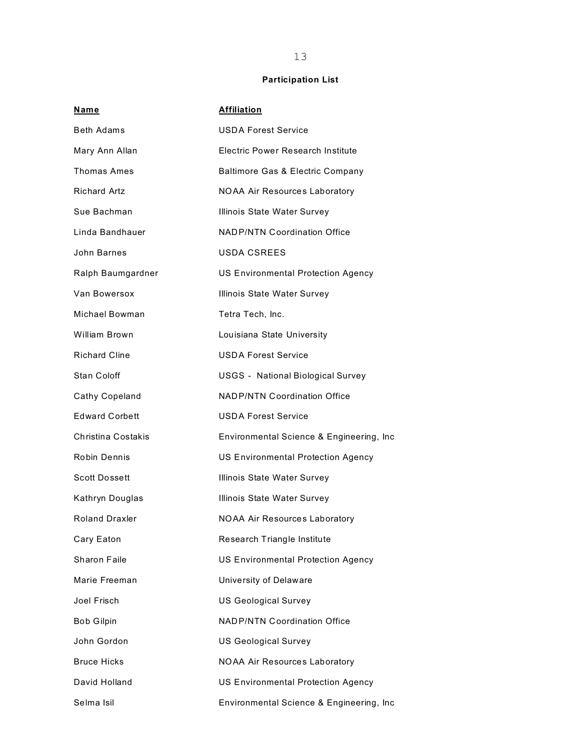**Participation List**

| Name | Affiliation |
|---|---|
| Beth Adams | USDA Forest Service |
| Mary Ann Allan | Electric Power Research Institute |
| Thomas Ames | Baltimore Gas & Electric Company |
| Richard Artz | NOAA Air Resources Laboratory |
| Sue Bachman | Illinois State Water Survey |
| Linda Bandhauer | NADP/NTN Coordination Office |
| John Barnes | USDA CSREES |
| Ralph Baumgardner | US Environmental Protection Agency |
| Van Bowersox | Illinois State Water Survey |
| Michael Bowman | Tetra Tech, Inc. |
| William Brown | Louisiana State University |
| Richard Cline | USDA Forest Service |
| Stan Coloff | USGS - National Biological Survey |
| Cathy Copeland | NADP/NTN Coordination Office |
| Edward Corbett | USDA Forest Service |
| Christina Costakis | Environmental Science & Engineering, Inc |
| Robin Dennis | US Environmental Protection Agency |
| Scott Dossett | Illinois State Water Survey |
| Kathryn Douglas | Illinois State Water Survey |
| Roland Draxler | NOAA Air Resources Laboratory |
| Cary Eaton | Research Triangle Institute |
| Sharon Faile | US Environmental Protection Agency |
| Marie Freeman | University of Delaware |
| Joel Frisch | US Geological Survey |
| Bob Gilpin | NADP/NTN Coordination Office |
| John Gordon | US Geological Survey |
| Bruce Hicks | NOAA Air Resources Laboratory |
| David Holland | US Environmental Protection Agency |
| Selma Isil | Environmental Science & Engineering, Inc |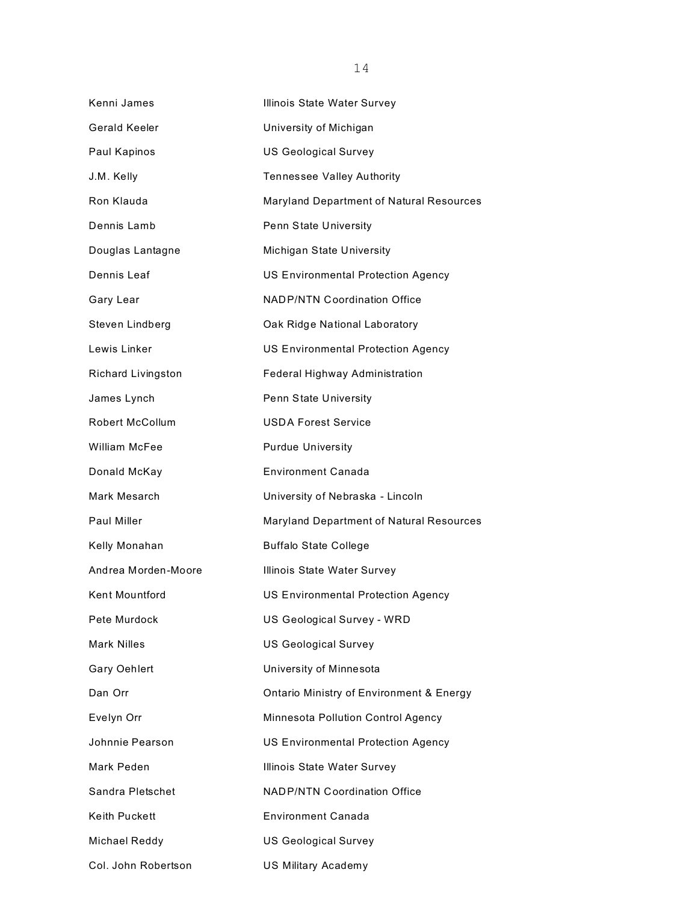| | |
|---|---|
| Kenni James | Illinois State Water Survey |
| Gerald Keeler | University of Michigan |
| Paul Kapinos | US Geological Survey |
| J.M. Kelly | Tennessee Valley Authority |
| Ron Klauda | Maryland Department of Natural Resources |
| Dennis Lamb | Penn State University |
| Douglas Lantagne | Michigan State University |
| Dennis Leaf | US Environmental Protection Agency |
| Gary Lear | NADP/NTN Coordination Office |
| Steven Lindberg | Oak Ridge National Laboratory |
| Lewis Linker | US Environmental Protection Agency |
| Richard Livingston | Federal Highway Administration |
| James Lynch | Penn State University |
| Robert McCollum | USDA Forest Service |
| William McFee | Purdue University |
| Donald McKay | Environment Canada |
| Mark Mesarch | University of Nebraska - Lincoln |
| Paul Miller | Maryland Department of Natural Resources |
| Kelly Monahan | Buffalo State College |
| Andrea Morden-Moore | Illinois State Water Survey |
| Kent Mountford | US Environmental Protection Agency |
| Pete Murdock | US Geological Survey - WRD |
| Mark Nilles | US Geological Survey |
| Gary Oehlert | University of Minnesota |
| Dan Orr | Ontario Ministry of Environment & Energy |
| Evelyn Orr | Minnesota Pollution Control Agency |
| Johnnie Pearson | US Environmental Protection Agency |
| Mark Peden | Illinois State Water Survey |
| Sandra Pletschet | NADP/NTN Coordination Office |
| Keith Puckett | Environment Canada |
| Michael Reddy | US Geological Survey |
| Col. John Robertson | US Military Academy |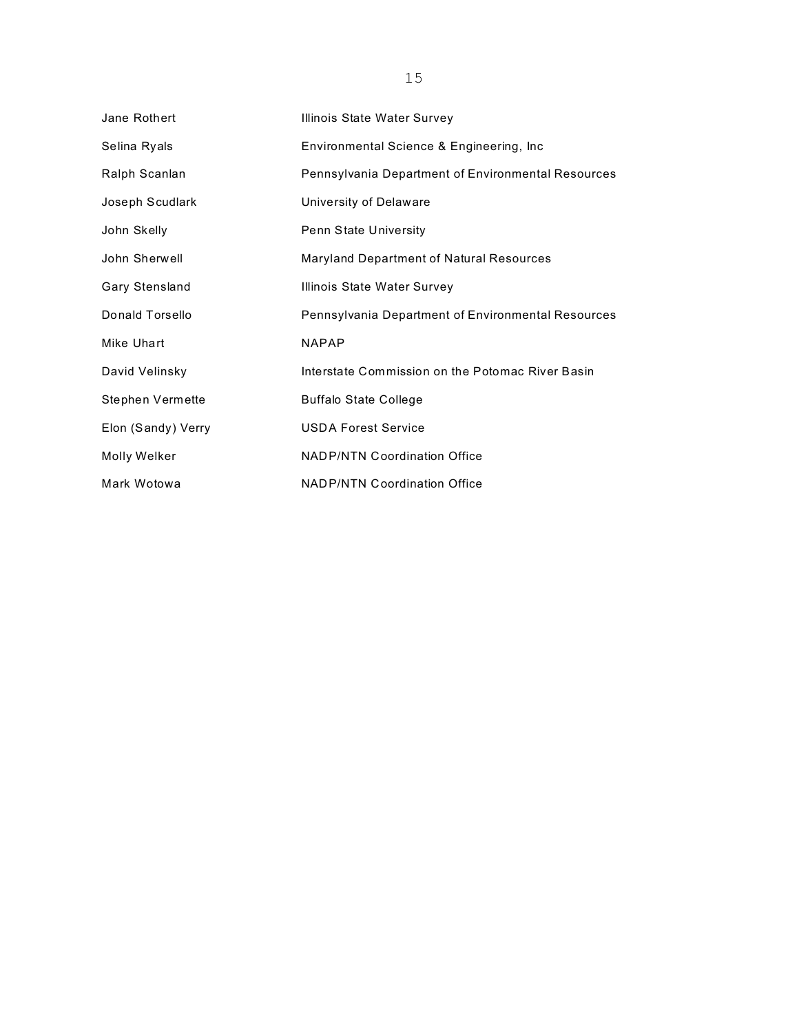| | |
|---|---|
| Jane Rothert | Illinois State Water Survey |
| Selina Ryals | Environmental Science & Engineering, Inc |
| Ralph Scanlan | Pennsylvania Department of Environmental Resources |
| Joseph Scudlark | University of Delaware |
| John Skelly | Penn State University |
| John Sherwell | Maryland Department of Natural Resources |
| Gary Stensland | Illinois State Water Survey |
| Donald Torsello | Pennsylvania Department of Environmental Resources |
| Mike Uhart | NAPAP |
| David Velinsky | Interstate Commission on the Potomac River Basin |
| Stephen Vermette | Buffalo State College |
| Elon (Sandy) Verry | USDA Forest Service |
| Molly Welker | NADP/NTN Coordination Office |
| Mark Wotowa | NADP/NTN Coordination Office |